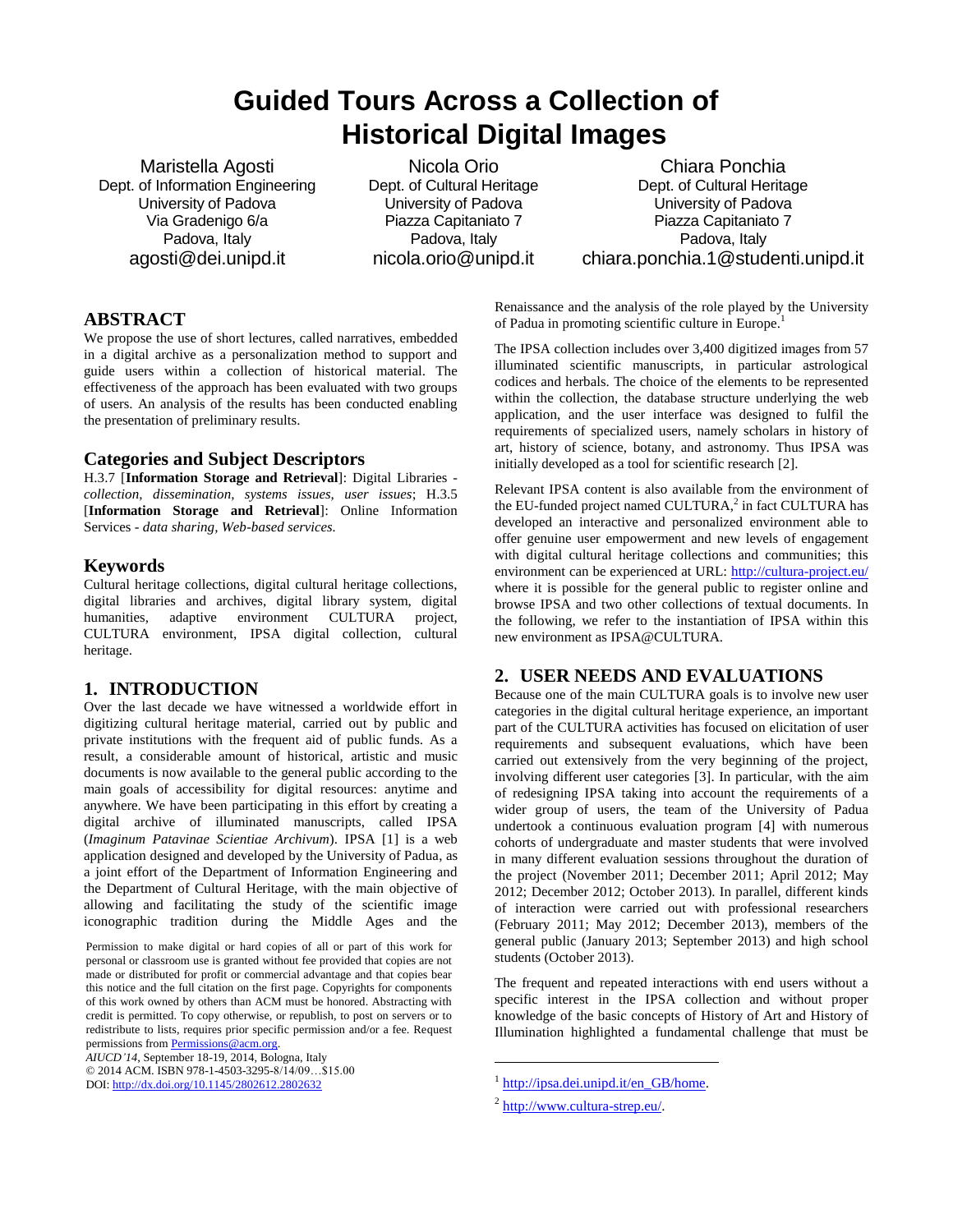# Guided Tours Across a Collection of Historical Digital Images

Maristella Agosti
Dept. of Information Engineering
University of Padova
Via Gradenigo 6/a
Padova, Italy
agosti@dei.unipd.it

Nicola Orio
Dept. of Cultural Heritage
University of Padova
Piazza Capitaniato 7
Padova, Italy
nicola.orio@unipd.it

Chiara Ponchia
Dept. of Cultural Heritage
University of Padova
Piazza Capitaniato 7
Padova, Italy
chiara.ponchia.1@studenti.unipd.it

## ABSTRACT

We propose the use of short lectures, called narratives, embedded in a digital archive as a personalization method to support and guide users within a collection of historical material. The effectiveness of the approach has been evaluated with two groups of users. An analysis of the results has been conducted enabling the presentation of preliminary results.

## Categories and Subject Descriptors

H.3.7 [**Information Storage and Retrieval**]: Digital Libraries - *collection, dissemination, systems issues, user issues*; H.3.5 [**Information Storage and Retrieval**]: Online Information Services - *data sharing, Web-based services.*

## Keywords

Cultural heritage collections, digital cultural heritage collections, digital libraries and archives, digital library system, digital humanities, adaptive environment CULTURA project, CULTURA environment, IPSA digital collection, cultural heritage.

## 1. INTRODUCTION

Over the last decade we have witnessed a worldwide effort in digitizing cultural heritage material, carried out by public and private institutions with the frequent aid of public funds. As a result, a considerable amount of historical, artistic and music documents is now available to the general public according to the main goals of accessibility for digital resources: anytime and anywhere. We have been participating in this effort by creating a digital archive of illuminated manuscripts, called IPSA (*Imaginum Patavinae Scientiae Archivum*). IPSA [1] is a web application designed and developed by the University of Padua, as a joint effort of the Department of Information Engineering and the Department of Cultural Heritage, with the main objective of allowing and facilitating the study of the scientific image iconographic tradition during the Middle Ages and the Renaissance and the analysis of the role played by the University of Padua in promoting scientific culture in Europe.[1]

The IPSA collection includes over 3,400 digitized images from 57 illuminated scientific manuscripts, in particular astrological codices and herbals. The choice of the elements to be represented within the collection, the database structure underlying the web application, and the user interface was designed to fulfil the requirements of specialized users, namely scholars in history of art, history of science, botany, and astronomy. Thus IPSA was initially developed as a tool for scientific research [2].

Relevant IPSA content is also available from the environment of the EU-funded project named CULTURA,[2] in fact CULTURA has developed an interactive and personalized environment able to offer genuine user empowerment and new levels of engagement with digital cultural heritage collections and communities; this environment can be experienced at URL: http://cultura-project.eu/ where it is possible for the general public to register online and browse IPSA and two other collections of textual documents. In the following, we refer to the instantiation of IPSA within this new environment as IPSA@CULTURA.

## 2. USER NEEDS AND EVALUATIONS

Because one of the main CULTURA goals is to involve new user categories in the digital cultural heritage experience, an important part of the CULTURA activities has focused on elicitation of user requirements and subsequent evaluations, which have been carried out extensively from the very beginning of the project, involving different user categories [3]. In particular, with the aim of redesigning IPSA taking into account the requirements of a wider group of users, the team of the University of Padua undertook a continuous evaluation program [4] with numerous cohorts of undergraduate and master students that were involved in many different evaluation sessions throughout the duration of the project (November 2011; December 2011; April 2012; May 2012; December 2012; October 2013). In parallel, different kinds of interaction were carried out with professional researchers (February 2011; May 2012; December 2013), members of the general public (January 2013; September 2013) and high school students (October 2013).

The frequent and repeated interactions with end users without a specific interest in the IPSA collection and without proper knowledge of the basic concepts of History of Art and History of Illumination highlighted a fundamental challenge that must be

Permission to make digital or hard copies of all or part of this work for personal or classroom use is granted without fee provided that copies are not made or distributed for profit or commercial advantage and that copies bear this notice and the full citation on the first page. Copyrights for components of this work owned by others than ACM must be honored. Abstracting with credit is permitted. To copy otherwise, or republish, to post on servers or to redistribute to lists, requires prior specific permission and/or a fee. Request permissions from Permissions@acm.org.
*AIUCD'14*, September 18-19, 2014, Bologna, Italy
© 2014 ACM. ISBN 978-1-4503-3295-8/14/09…$15.00
DOI: http://dx.doi.org/10.1145/2802612.2802632

[1] http://ipsa.dei.unipd.it/en_GB/home.

[2] http://www.cultura-strep.eu/.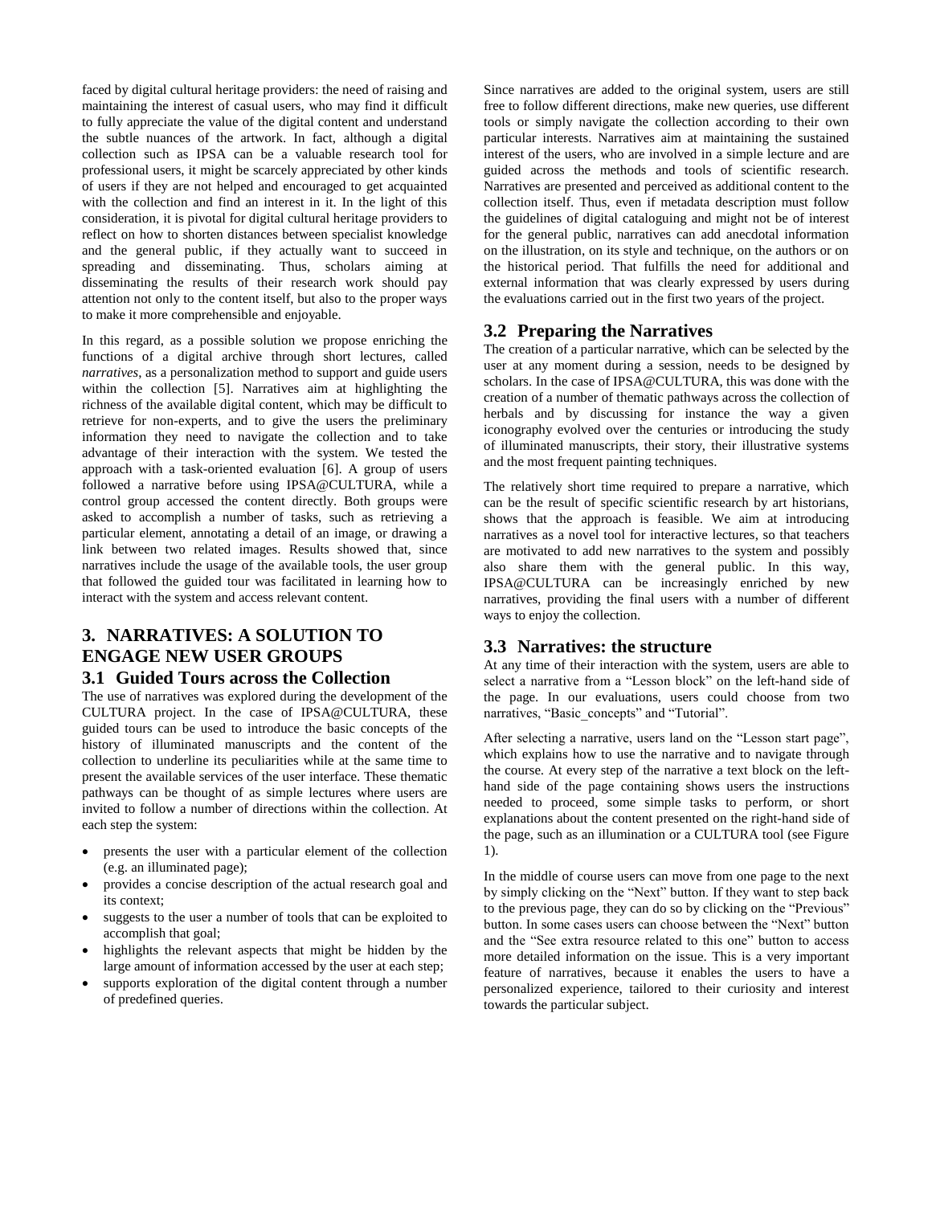faced by digital cultural heritage providers: the need of raising and maintaining the interest of casual users, who may find it difficult to fully appreciate the value of the digital content and understand the subtle nuances of the artwork. In fact, although a digital collection such as IPSA can be a valuable research tool for professional users, it might be scarcely appreciated by other kinds of users if they are not helped and encouraged to get acquainted with the collection and find an interest in it. In the light of this consideration, it is pivotal for digital cultural heritage providers to reflect on how to shorten distances between specialist knowledge and the general public, if they actually want to succeed in spreading and disseminating. Thus, scholars aiming at disseminating the results of their research work should pay attention not only to the content itself, but also to the proper ways to make it more comprehensible and enjoyable.

In this regard, as a possible solution we propose enriching the functions of a digital archive through short lectures, called *narratives*, as a personalization method to support and guide users within the collection [5]. Narratives aim at highlighting the richness of the available digital content, which may be difficult to retrieve for non-experts, and to give the users the preliminary information they need to navigate the collection and to take advantage of their interaction with the system. We tested the approach with a task-oriented evaluation [6]. A group of users followed a narrative before using IPSA@CULTURA, while a control group accessed the content directly. Both groups were asked to accomplish a number of tasks, such as retrieving a particular element, annotating a detail of an image, or drawing a link between two related images. Results showed that, since narratives include the usage of the available tools, the user group that followed the guided tour was facilitated in learning how to interact with the system and access relevant content.

## 3. NARRATIVES: A SOLUTION TO ENGAGE NEW USER GROUPS

### 3.1 Guided Tours across the Collection

The use of narratives was explored during the development of the CULTURA project. In the case of IPSA@CULTURA, these guided tours can be used to introduce the basic concepts of the history of illuminated manuscripts and the content of the collection to underline its peculiarities while at the same time to present the available services of the user interface. These thematic pathways can be thought of as simple lectures where users are invited to follow a number of directions within the collection. At each step the system:

- presents the user with a particular element of the collection (e.g. an illuminated page);
- provides a concise description of the actual research goal and its context;
- suggests to the user a number of tools that can be exploited to accomplish that goal;
- highlights the relevant aspects that might be hidden by the large amount of information accessed by the user at each step;
- supports exploration of the digital content through a number of predefined queries.

Since narratives are added to the original system, users are still free to follow different directions, make new queries, use different tools or simply navigate the collection according to their own particular interests. Narratives aim at maintaining the sustained interest of the users, who are involved in a simple lecture and are guided across the methods and tools of scientific research. Narratives are presented and perceived as additional content to the collection itself. Thus, even if metadata description must follow the guidelines of digital cataloguing and might not be of interest for the general public, narratives can add anecdotal information on the illustration, on its style and technique, on the authors or on the historical period. That fulfills the need for additional and external information that was clearly expressed by users during the evaluations carried out in the first two years of the project.

### 3.2 Preparing the Narratives

The creation of a particular narrative, which can be selected by the user at any moment during a session, needs to be designed by scholars. In the case of IPSA@CULTURA, this was done with the creation of a number of thematic pathways across the collection of herbals and by discussing for instance the way a given iconography evolved over the centuries or introducing the study of illuminated manuscripts, their story, their illustrative systems and the most frequent painting techniques.

The relatively short time required to prepare a narrative, which can be the result of specific scientific research by art historians, shows that the approach is feasible. We aim at introducing narratives as a novel tool for interactive lectures, so that teachers are motivated to add new narratives to the system and possibly also share them with the general public. In this way, IPSA@CULTURA can be increasingly enriched by new narratives, providing the final users with a number of different ways to enjoy the collection.

### 3.3 Narratives: the structure

At any time of their interaction with the system, users are able to select a narrative from a "Lesson block" on the left-hand side of the page. In our evaluations, users could choose from two narratives, "Basic_concepts" and "Tutorial".

After selecting a narrative, users land on the "Lesson start page", which explains how to use the narrative and to navigate through the course. At every step of the narrative a text block on the left-hand side of the page containing shows users the instructions needed to proceed, some simple tasks to perform, or short explanations about the content presented on the right-hand side of the page, such as an illumination or a CULTURA tool (see Figure 1).

In the middle of course users can move from one page to the next by simply clicking on the "Next" button. If they want to step back to the previous page, they can do so by clicking on the "Previous" button. In some cases users can choose between the "Next" button and the "See extra resource related to this one" button to access more detailed information on the issue. This is a very important feature of narratives, because it enables the users to have a personalized experience, tailored to their curiosity and interest towards the particular subject.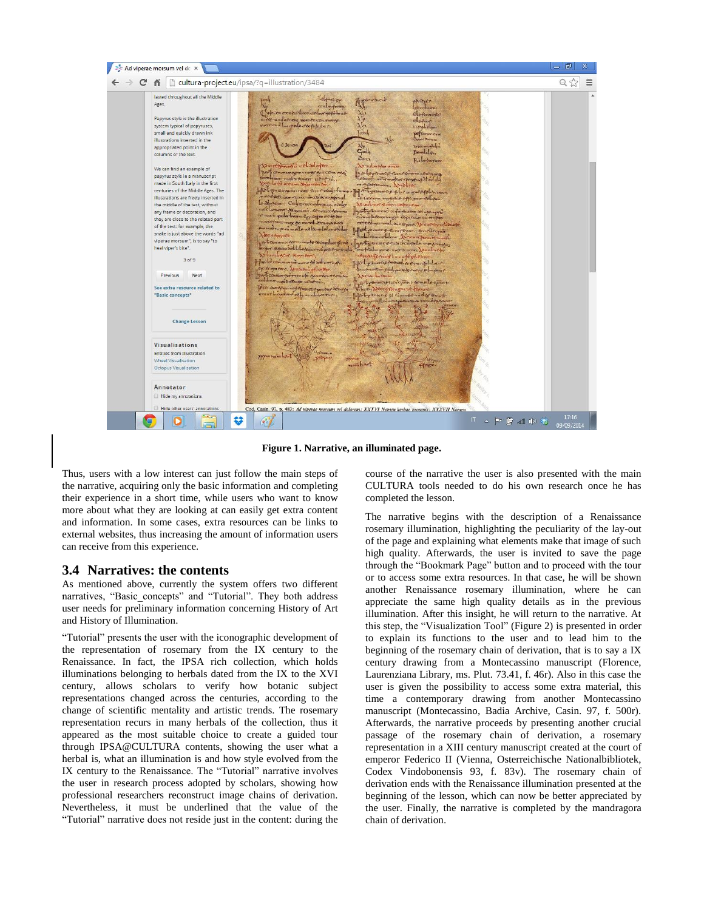Figure 1. Narrative, an illuminated page.

Thus, users with a low interest can just follow the main steps of the narrative, acquiring only the basic information and completing their experience in a short time, while users who want to know more about what they are looking at can easily get extra content and information. In some cases, extra resources can be links to external websites, thus increasing the amount of information users can receive from this experience.

### 3.4 Narratives: the contents

As mentioned above, currently the system offers two different narratives, "Basic_concepts" and "Tutorial". They both address user needs for preliminary information concerning History of Art and History of Illumination.

"Tutorial" presents the user with the iconographic development of the representation of rosemary from the IX century to the Renaissance. In fact, the IPSA rich collection, which holds illuminations belonging to herbals dated from the IX to the XVI century, allows scholars to verify how botanic subject representations changed across the centuries, according to the change of scientific mentality and artistic trends. The rosemary representation recurs in many herbals of the collection, thus it appeared as the most suitable choice to create a guided tour through IPSA@CULTURA contents, showing the user what a herbal is, what an illumination is and how style evolved from the IX century to the Renaissance. The "Tutorial" narrative involves the user in research process adopted by scholars, showing how professional researchers reconstruct image chains of derivation. Nevertheless, it must be underlined that the value of the "Tutorial" narrative does not reside just in the content: during the course of the narrative the user is also presented with the main CULTURA tools needed to do his own research once he has completed the lesson.

The narrative begins with the description of a Renaissance rosemary illumination, highlighting the peculiarity of the lay-out of the page and explaining what elements make that image of such high quality. Afterwards, the user is invited to save the page through the "Bookmark Page" button and to proceed with the tour or to access some extra resources. In that case, he will be shown another Renaissance rosemary illumination, where he can appreciate the same high quality details as in the previous illumination. After this insight, he will return to the narrative. At this step, the "Visualization Tool" (Figure 2) is presented in order to explain its functions to the user and to lead him to the beginning of the rosemary chain of derivation, that is to say a IX century drawing from a Montecassino manuscript (Florence, Laurenziana Library, ms. Plut. 73.41, f. 46r). Also in this case the user is given the possibility to access some extra material, this time a contemporary drawing from another Montecassino manuscript (Montecassino, Badia Archive, Casin. 97, f. 500r). Afterwards, the narrative proceeds by presenting another crucial passage of the rosemary chain of derivation, a rosemary representation in a XIII century manuscript created at the court of emperor Federico II (Vienna, Osterreichische Nationalbibliotek, Codex Vindobonensis 93, f. 83v). The rosemary chain of derivation ends with the Renaissance illumination presented at the beginning of the lesson, which can now be better appreciated by the user. Finally, the narrative is completed by the mandragora chain of derivation.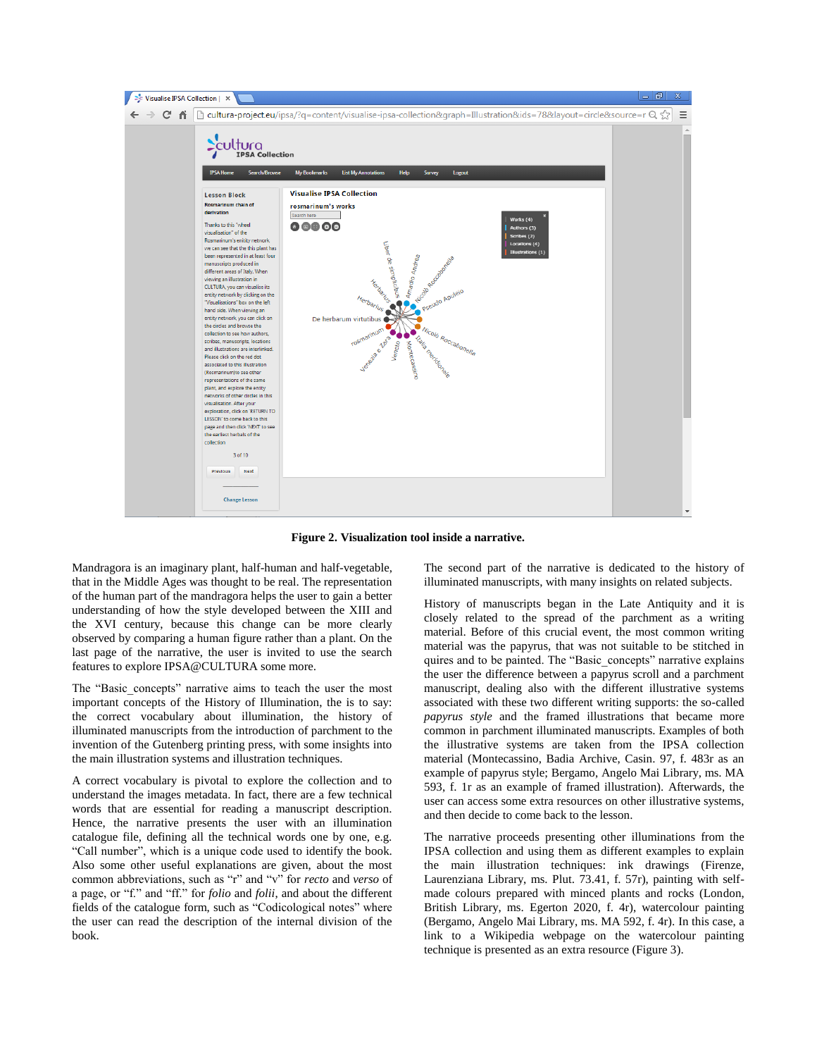Figure 2. Visualization tool inside a narrative.

Mandragora is an imaginary plant, half-human and half-vegetable, that in the Middle Ages was thought to be real. The representation of the human part of the mandragora helps the user to gain a better understanding of how the style developed between the XIII and the XVI century, because this change can be more clearly observed by comparing a human figure rather than a plant. On the last page of the narrative, the user is invited to use the search features to explore IPSA@CULTURA some more.

The "Basic_concepts" narrative aims to teach the user the most important concepts of the History of Illumination, the is to say: the correct vocabulary about illumination, the history of illuminated manuscripts from the introduction of parchment to the invention of the Gutenberg printing press, with some insights into the main illustration systems and illustration techniques.

A correct vocabulary is pivotal to explore the collection and to understand the images metadata. In fact, there are a few technical words that are essential for reading a manuscript description. Hence, the narrative presents the user with an illumination catalogue file, defining all the technical words one by one, e.g. "Call number", which is a unique code used to identify the book. Also some other useful explanations are given, about the most common abbreviations, such as "r" and "v" for *recto* and *verso* of a page, or "f." and "ff." for *folio* and *folii*, and about the different fields of the catalogue form, such as "Codicological notes" where the user can read the description of the internal division of the book.

The second part of the narrative is dedicated to the history of illuminated manuscripts, with many insights on related subjects.

History of manuscripts began in the Late Antiquity and it is closely related to the spread of the parchment as a writing material. Before of this crucial event, the most common writing material was the papyrus, that was not suitable to be stitched in quires and to be painted. The "Basic_concepts" narrative explains the user the difference between a papyrus scroll and a parchment manuscript, dealing also with the different illustrative systems associated with these two different writing supports: the so-called *papyrus style* and the framed illustrations that became more common in parchment illuminated manuscripts. Examples of both the illustrative systems are taken from the IPSA collection material (Montecassino, Badia Archive, Casin. 97, f. 483r as an example of papyrus style; Bergamo, Angelo Mai Library, ms. MA 593, f. 1r as an example of framed illustration). Afterwards, the user can access some extra resources on other illustrative systems, and then decide to come back to the lesson.

The narrative proceeds presenting other illuminations from the IPSA collection and using them as different examples to explain the main illustration techniques: ink drawings (Firenze, Laurenziana Library, ms. Plut. 73.41, f. 57r), painting with self-made colours prepared with minced plants and rocks (London, British Library, ms. Egerton 2020, f. 4r), watercolour painting (Bergamo, Angelo Mai Library, ms. MA 592, f. 4r). In this case, a link to a Wikipedia webpage on the watercolour painting technique is presented as an extra resource (Figure 3).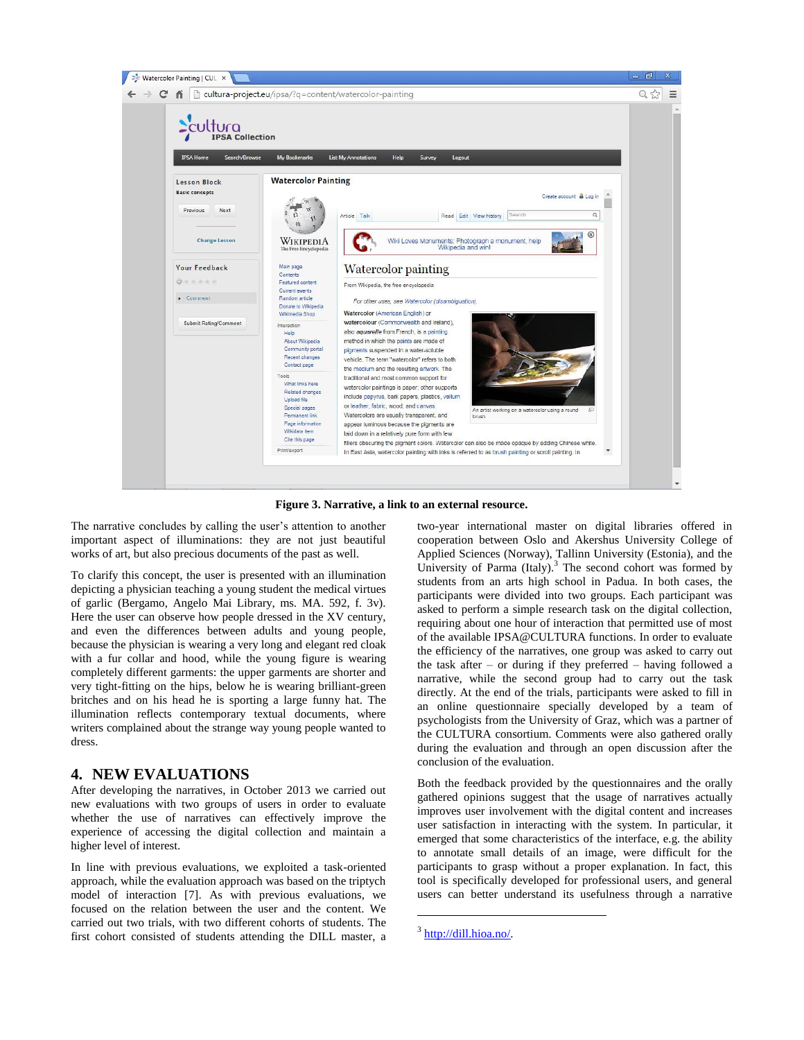**Figure 3. Narrative, a link to an external resource.**

The narrative concludes by calling the user's attention to another important aspect of illuminations: they are not just beautiful works of art, but also precious documents of the past as well.

To clarify this concept, the user is presented with an illumination depicting a physician teaching a young student the medical virtues of garlic (Bergamo, Angelo Mai Library, ms. MA. 592, f. 3v). Here the user can observe how people dressed in the XV century, and even the differences between adults and young people, because the physician is wearing a very long and elegant red cloak with a fur collar and hood, while the young figure is wearing completely different garments: the upper garments are shorter and very tight-fitting on the hips, below he is wearing brilliant-green britches and on his head he is sporting a large funny hat. The illumination reflects contemporary textual documents, where writers complained about the strange way young people wanted to dress.

## 4. NEW EVALUATIONS

After developing the narratives, in October 2013 we carried out new evaluations with two groups of users in order to evaluate whether the use of narratives can effectively improve the experience of accessing the digital collection and maintain a higher level of interest.

In line with previous evaluations, we exploited a task-oriented approach, while the evaluation approach was based on the triptych model of interaction [7]. As with previous evaluations, we focused on the relation between the user and the content. We carried out two trials, with two different cohorts of students. The first cohort consisted of students attending the DILL master, a two-year international master on digital libraries offered in cooperation between Oslo and Akershus University College of Applied Sciences (Norway), Tallinn University (Estonia), and the University of Parma (Italy).[3] The second cohort was formed by students from an arts high school in Padua. In both cases, the participants were divided into two groups. Each participant was asked to perform a simple research task on the digital collection, requiring about one hour of interaction that permitted use of most of the available IPSA@CULTURA functions. In order to evaluate the efficiency of the narratives, one group was asked to carry out the task after – or during if they preferred – having followed a narrative, while the second group had to carry out the task directly. At the end of the trials, participants were asked to fill in an online questionnaire specially developed by a team of psychologists from the University of Graz, which was a partner of the CULTURA consortium. Comments were also gathered orally during the evaluation and through an open discussion after the conclusion of the evaluation.

Both the feedback provided by the questionnaires and the orally gathered opinions suggest that the usage of narratives actually improves user involvement with the digital content and increases user satisfaction in interacting with the system. In particular, it emerged that some characteristics of the interface, e.g. the ability to annotate small details of an image, were difficult for the participants to grasp without a proper explanation. In fact, this tool is specifically developed for professional users, and general users can better understand its usefulness through a narrative

[3] http://dill.hioa.no/.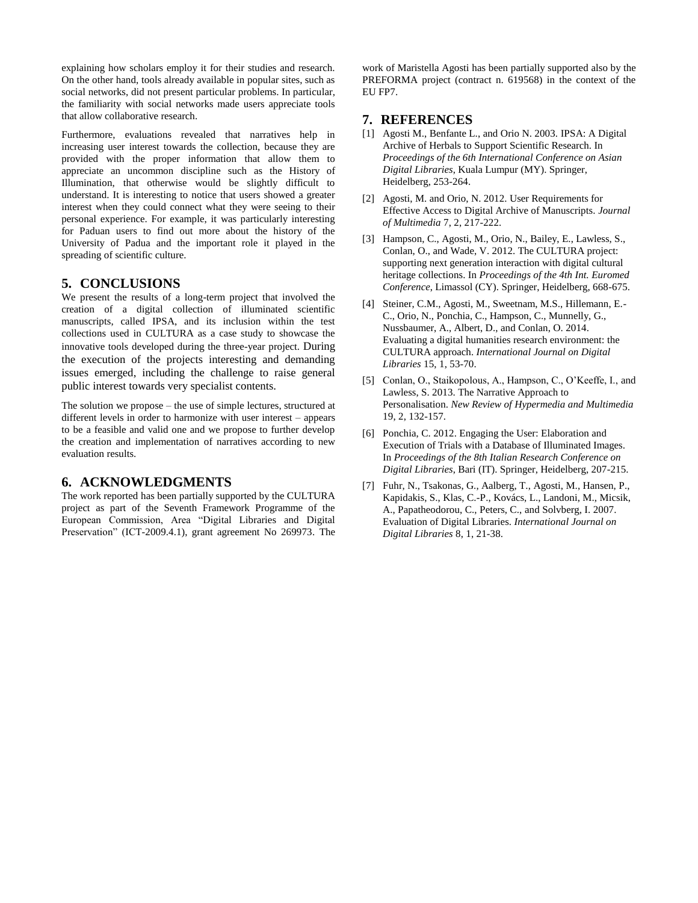explaining how scholars employ it for their studies and research. On the other hand, tools already available in popular sites, such as social networks, did not present particular problems. In particular, the familiarity with social networks made users appreciate tools that allow collaborative research.

Furthermore, evaluations revealed that narratives help in increasing user interest towards the collection, because they are provided with the proper information that allow them to appreciate an uncommon discipline such as the History of Illumination, that otherwise would be slightly difficult to understand. It is interesting to notice that users showed a greater interest when they could connect what they were seeing to their personal experience. For example, it was particularly interesting for Paduan users to find out more about the history of the University of Padua and the important role it played in the spreading of scientific culture.

## 5. CONCLUSIONS

We present the results of a long-term project that involved the creation of a digital collection of illuminated scientific manuscripts, called IPSA, and its inclusion within the test collections used in CULTURA as a case study to showcase the innovative tools developed during the three-year project. During the execution of the projects interesting and demanding issues emerged, including the challenge to raise general public interest towards very specialist contents.

The solution we propose – the use of simple lectures, structured at different levels in order to harmonize with user interest – appears to be a feasible and valid one and we propose to further develop the creation and implementation of narratives according to new evaluation results.

## 6. ACKNOWLEDGMENTS

The work reported has been partially supported by the CULTURA project as part of the Seventh Framework Programme of the European Commission, Area "Digital Libraries and Digital Preservation" (ICT-2009.4.1), grant agreement No 269973. The work of Maristella Agosti has been partially supported also by the PREFORMA project (contract n. 619568) in the context of the EU FP7.

## 7. REFERENCES

[1] Agosti M., Benfante L., and Orio N. 2003. IPSA: A Digital Archive of Herbals to Support Scientific Research. In *Proceedings of the 6th International Conference on Asian Digital Libraries*, Kuala Lumpur (MY). Springer, Heidelberg, 253-264.

[2] Agosti, M. and Orio, N. 2012. User Requirements for Effective Access to Digital Archive of Manuscripts. *Journal of Multimedia* 7, 2, 217-222.

[3] Hampson, C., Agosti, M., Orio, N., Bailey, E., Lawless, S., Conlan, O., and Wade, V. 2012. The CULTURA project: supporting next generation interaction with digital cultural heritage collections. In *Proceedings of the 4th Int. Euromed Conference*, Limassol (CY). Springer, Heidelberg, 668-675.

[4] Steiner, C.M., Agosti, M., Sweetnam, M.S., Hillemann, E.-C., Orio, N., Ponchia, C., Hampson, C., Munnelly, G., Nussbaumer, A., Albert, D., and Conlan, O. 2014. Evaluating a digital humanities research environment: the CULTURA approach. *International Journal on Digital Libraries* 15, 1, 53-70.

[5] Conlan, O., Staikopolous, A., Hampson, C., O'Keeffe, I., and Lawless, S. 2013. The Narrative Approach to Personalisation. *New Review of Hypermedia and Multimedia* 19, 2, 132-157.

[6] Ponchia, C. 2012. Engaging the User: Elaboration and Execution of Trials with a Database of Illuminated Images. In *Proceedings of the 8th Italian Research Conference on Digital Libraries*, Bari (IT). Springer, Heidelberg, 207-215.

[7] Fuhr, N., Tsakonas, G., Aalberg, T., Agosti, M., Hansen, P., Kapidakis, S., Klas, C.-P., Kovács, L., Landoni, M., Micsik, A., Papatheodorou, C., Peters, C., and Solvberg, I. 2007. Evaluation of Digital Libraries. *International Journal on Digital Libraries* 8, 1, 21-38.